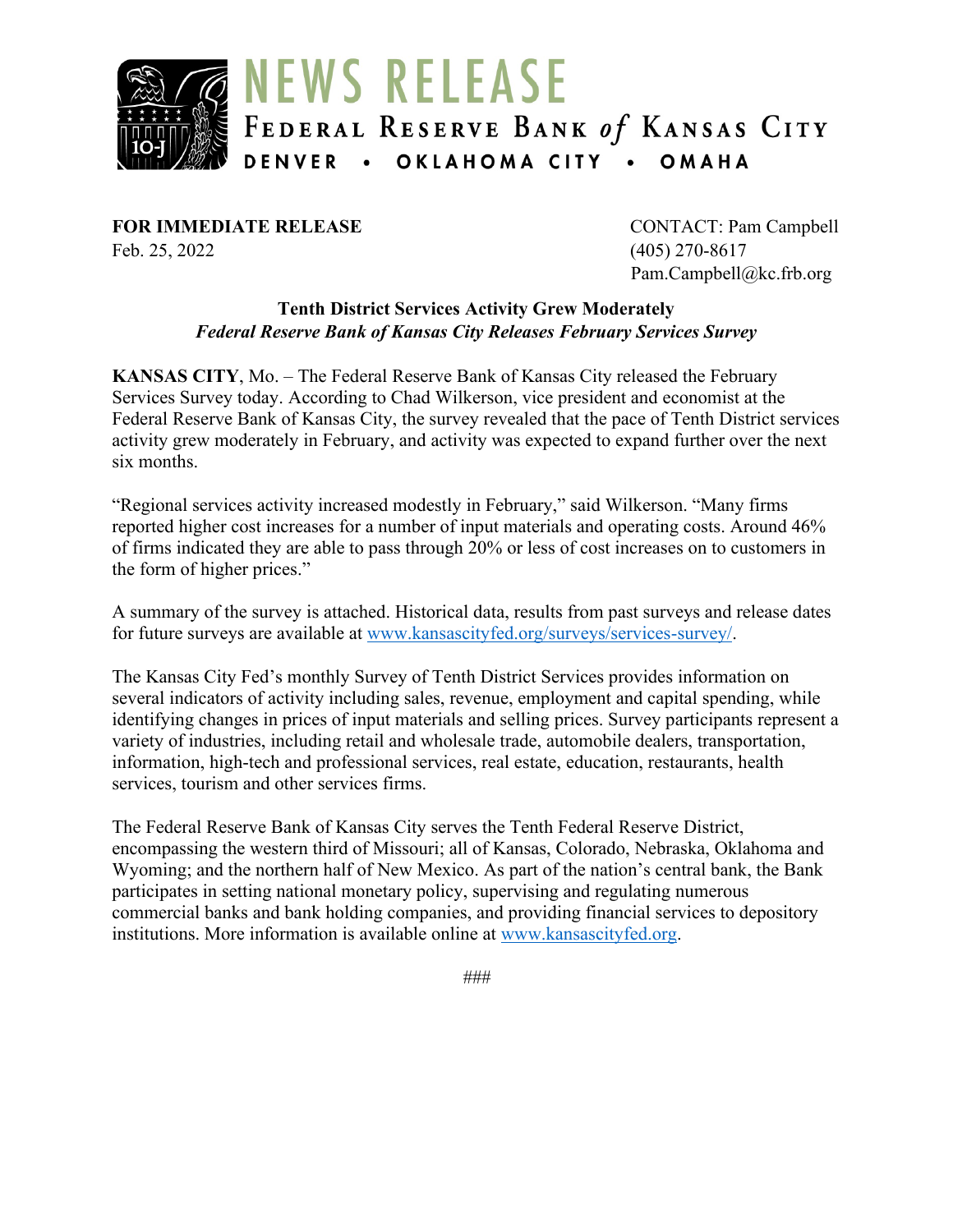# NEWS RELEASE

FEDERAL RESERVE BANK *of* KANSAS CITY

DENVER • OKLAHOMA CITY • OMAHA

**FOR IMMEDIATE RELEASE**
Feb. 25, 2022

CONTACT: Pam Campbell
(405) 270-8617
Pam.Campbell@kc.frb.org

## Tenth District Services Activity Grew Moderately

***Federal Reserve Bank of Kansas City Releases February Services Survey***

**KANSAS CITY**, Mo. – The Federal Reserve Bank of Kansas City released the February Services Survey today. According to Chad Wilkerson, vice president and economist at the Federal Reserve Bank of Kansas City, the survey revealed that the pace of Tenth District services activity grew moderately in February, and activity was expected to expand further over the next six months.

"Regional services activity increased modestly in February," said Wilkerson. "Many firms reported higher cost increases for a number of input materials and operating costs. Around 46% of firms indicated they are able to pass through 20% or less of cost increases on to customers in the form of higher prices."

A summary of the survey is attached. Historical data, results from past surveys and release dates for future surveys are available at [www.kansascityfed.org/surveys/services-survey/](www.kansascityfed.org/surveys/services-survey/).

The Kansas City Fed's monthly Survey of Tenth District Services provides information on several indicators of activity including sales, revenue, employment and capital spending, while identifying changes in prices of input materials and selling prices. Survey participants represent a variety of industries, including retail and wholesale trade, automobile dealers, transportation, information, high-tech and professional services, real estate, education, restaurants, health services, tourism and other services firms.

The Federal Reserve Bank of Kansas City serves the Tenth Federal Reserve District, encompassing the western third of Missouri; all of Kansas, Colorado, Nebraska, Oklahoma and Wyoming; and the northern half of New Mexico. As part of the nation's central bank, the Bank participates in setting national monetary policy, supervising and regulating numerous commercial banks and bank holding companies, and providing financial services to depository institutions. More information is available online at [www.kansascityfed.org](www.kansascityfed.org).

###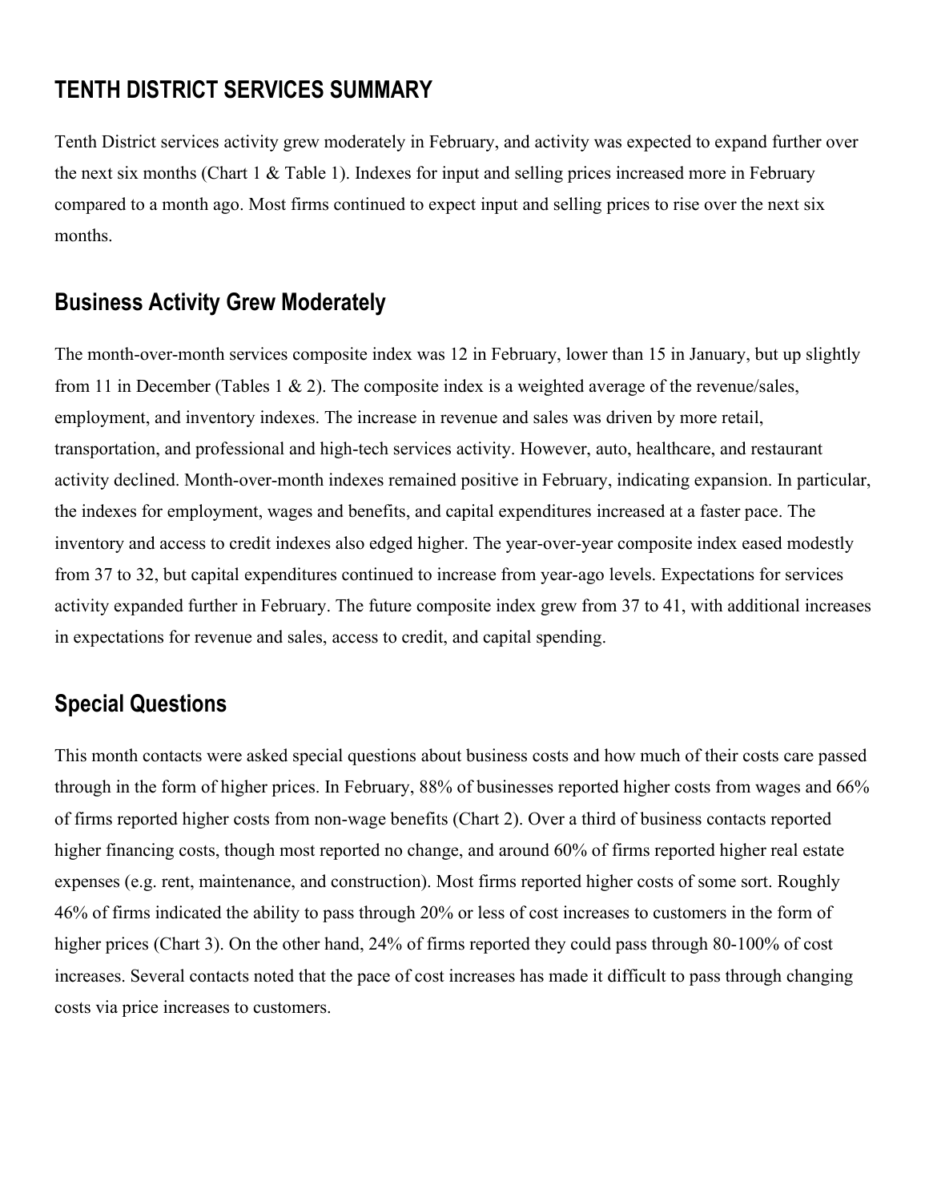## TENTH DISTRICT SERVICES SUMMARY

Tenth District services activity grew moderately in February, and activity was expected to expand further over the next six months (Chart 1 & Table 1). Indexes for input and selling prices increased more in February compared to a month ago. Most firms continued to expect input and selling prices to rise over the next six months.

## Business Activity Grew Moderately

The month-over-month services composite index was 12 in February, lower than 15 in January, but up slightly from 11 in December (Tables 1 & 2). The composite index is a weighted average of the revenue/sales, employment, and inventory indexes. The increase in revenue and sales was driven by more retail, transportation, and professional and high-tech services activity. However, auto, healthcare, and restaurant activity declined. Month-over-month indexes remained positive in February, indicating expansion. In particular, the indexes for employment, wages and benefits, and capital expenditures increased at a faster pace. The inventory and access to credit indexes also edged higher. The year-over-year composite index eased modestly from 37 to 32, but capital expenditures continued to increase from year-ago levels. Expectations for services activity expanded further in February. The future composite index grew from 37 to 41, with additional increases in expectations for revenue and sales, access to credit, and capital spending.

## Special Questions

This month contacts were asked special questions about business costs and how much of their costs care passed through in the form of higher prices. In February, 88% of businesses reported higher costs from wages and 66% of firms reported higher costs from non-wage benefits (Chart 2). Over a third of business contacts reported higher financing costs, though most reported no change, and around 60% of firms reported higher real estate expenses (e.g. rent, maintenance, and construction). Most firms reported higher costs of some sort. Roughly 46% of firms indicated the ability to pass through 20% or less of cost increases to customers in the form of higher prices (Chart 3). On the other hand, 24% of firms reported they could pass through 80-100% of cost increases. Several contacts noted that the pace of cost increases has made it difficult to pass through changing costs via price increases to customers.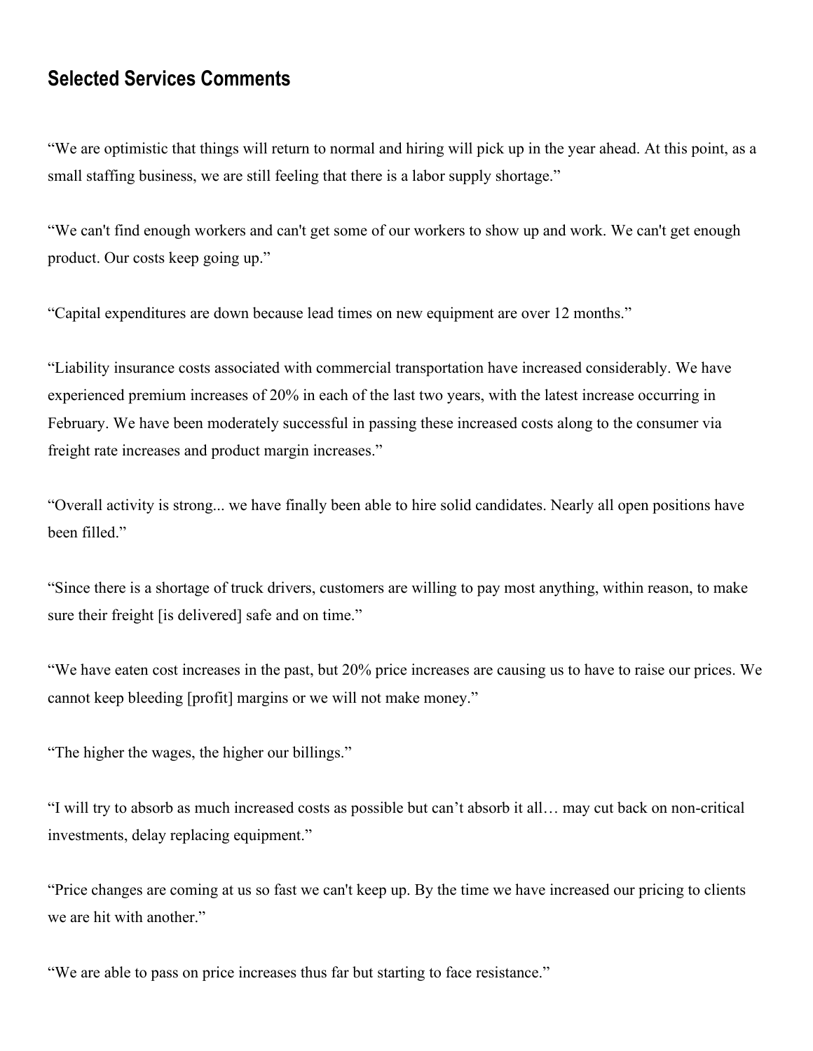## Selected Services Comments

“We are optimistic that things will return to normal and hiring will pick up in the year ahead. At this point, as a small staffing business, we are still feeling that there is a labor supply shortage.”

“We can't find enough workers and can't get some of our workers to show up and work. We can't get enough product. Our costs keep going up.”

“Capital expenditures are down because lead times on new equipment are over 12 months.”

“Liability insurance costs associated with commercial transportation have increased considerably. We have experienced premium increases of 20% in each of the last two years, with the latest increase occurring in February. We have been moderately successful in passing these increased costs along to the consumer via freight rate increases and product margin increases.”

“Overall activity is strong... we have finally been able to hire solid candidates. Nearly all open positions have been filled.”

“Since there is a shortage of truck drivers, customers are willing to pay most anything, within reason, to make sure their freight [is delivered] safe and on time.”

“We have eaten cost increases in the past, but 20% price increases are causing us to have to raise our prices. We cannot keep bleeding [profit] margins or we will not make money.”

“The higher the wages, the higher our billings.”

“I will try to absorb as much increased costs as possible but can’t absorb it all… may cut back on non-critical investments, delay replacing equipment.”

“Price changes are coming at us so fast we can't keep up. By the time we have increased our pricing to clients we are hit with another.”

“We are able to pass on price increases thus far but starting to face resistance.”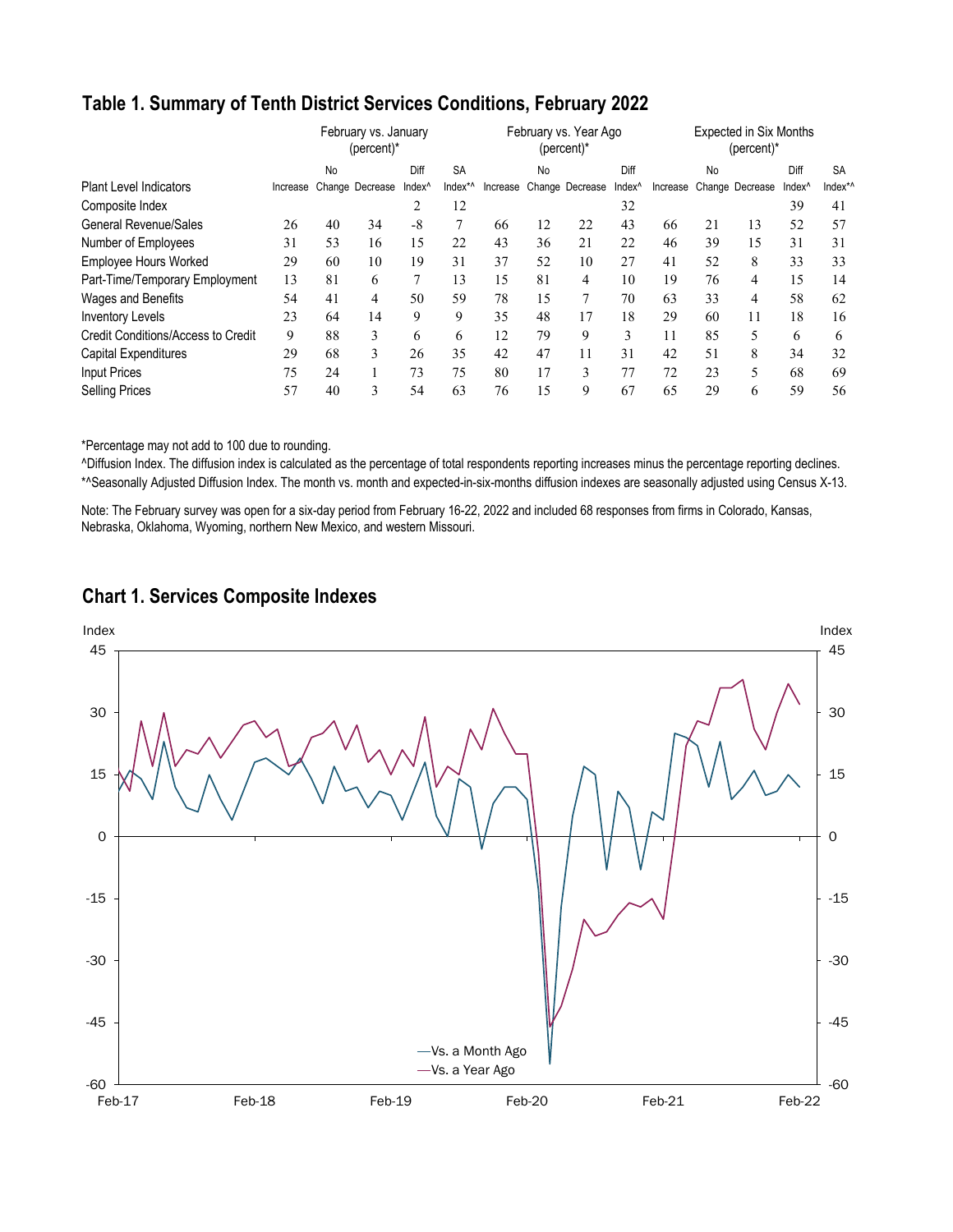## Table 1. Summary of Tenth District Services Conditions, February 2022

| | February vs. January (percent)* | | | | | February vs. Year Ago (percent)* | | | | Expected in Six Months (percent)* | | | | |
|---|---|---|---|---|---|---|---|---|---|---|---|---|---|---|
| Plant Level Indicators | Increase | No Change | Decrease | Diff Index^ | SA Index*^ | Increase | No Change | Decrease | Diff Index^ | Increase | No Change | Decrease | Diff Index^ | SA Index*^ |
| Composite Index | | | | 2 | 12 | | | | 32 | | | | 39 | 41 |
| General Revenue/Sales | 26 | 40 | 34 | -8 | 7 | 66 | 12 | 22 | 43 | 66 | 21 | 13 | 52 | 57 |
| Number of Employees | 31 | 53 | 16 | 15 | 22 | 43 | 36 | 21 | 22 | 46 | 39 | 15 | 31 | 31 |
| Employee Hours Worked | 29 | 60 | 10 | 19 | 31 | 37 | 52 | 10 | 27 | 41 | 52 | 8 | 33 | 33 |
| Part-Time/Temporary Employment | 13 | 81 | 6 | 7 | 13 | 15 | 81 | 4 | 10 | 19 | 76 | 4 | 15 | 14 |
| Wages and Benefits | 54 | 41 | 4 | 50 | 59 | 78 | 15 | 7 | 70 | 63 | 33 | 4 | 58 | 62 |
| Inventory Levels | 23 | 64 | 14 | 9 | 9 | 35 | 48 | 17 | 18 | 29 | 60 | 11 | 18 | 16 |
| Credit Conditions/Access to Credit | 9 | 88 | 3 | 6 | 6 | 12 | 79 | 9 | 3 | 11 | 85 | 5 | 6 | 6 |
| Capital Expenditures | 29 | 68 | 3 | 26 | 35 | 42 | 47 | 11 | 31 | 42 | 51 | 8 | 34 | 32 |
| Input Prices | 75 | 24 | 1 | 73 | 75 | 80 | 17 | 3 | 77 | 72 | 23 | 5 | 68 | 69 |
| Selling Prices | 57 | 40 | 3 | 54 | 63 | 76 | 15 | 9 | 67 | 65 | 29 | 6 | 59 | 56 |

*Percentage may not add to 100 due to rounding.

^Diffusion Index. The diffusion index is calculated as the percentage of total respondents reporting increases minus the percentage reporting declines.

*^Seasonally Adjusted Diffusion Index. The month vs. month and expected-in-six-months diffusion indexes are seasonally adjusted using Census X-13.

Note: The February survey was open for a six-day period from February 16-22, 2022 and included 68 responses from firms in Colorado, Kansas, Nebraska, Oklahoma, Wyoming, northern New Mexico, and western Missouri.

## Chart 1. Services Composite Indexes

Index | Index

45, 30, 15, 0, -15, -30, -45, -60

—Vs. a Month Ago
—Vs. a Year Ago

Feb-17 | Feb-18 | Feb-19 | Feb-20 | Feb-21 | Feb-22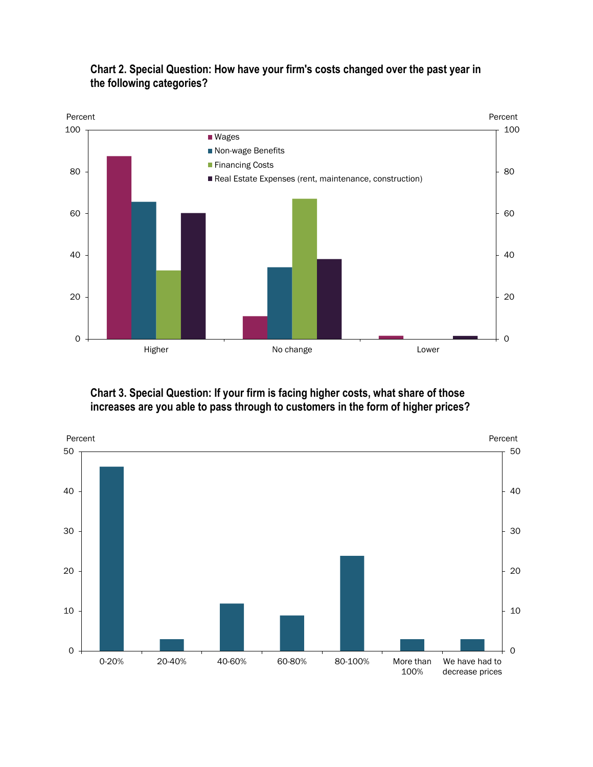**Chart 2. Special Question: How have your firm's costs changed over the past year in the following categories?**

**Chart 3. Special Question: If your firm is facing higher costs, what share of those increases are you able to pass through to customers in the form of higher prices?**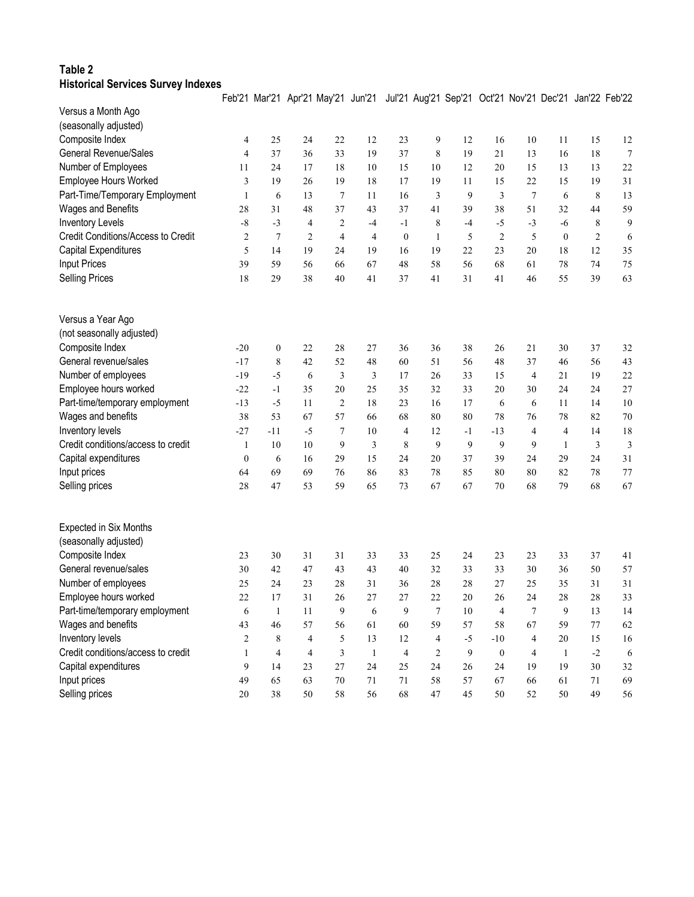**Table 2**
**Historical Services Survey Indexes**

| | Feb'21 | Mar'21 | Apr'21 | May'21 | Jun'21 | Jul'21 | Aug'21 | Sep'21 | Oct'21 | Nov'21 | Dec'21 | Jan'22 | Feb'22 |
|---|---|---|---|---|---|---|---|---|---|---|---|---|---|
| Versus a Month Ago | | | | | | | | | | | | | |
| (seasonally adjusted) | | | | | | | | | | | | | |
| Composite Index | 4 | 25 | 24 | 22 | 12 | 23 | 9 | 12 | 16 | 10 | 11 | 15 | 12 |
| General Revenue/Sales | 4 | 37 | 36 | 33 | 19 | 37 | 8 | 19 | 21 | 13 | 16 | 18 | 7 |
| Number of Employees | 11 | 24 | 17 | 18 | 10 | 15 | 10 | 12 | 20 | 15 | 13 | 13 | 22 |
| Employee Hours Worked | 3 | 19 | 26 | 19 | 18 | 17 | 19 | 11 | 15 | 22 | 15 | 19 | 31 |
| Part-Time/Temporary Employment | 1 | 6 | 13 | 7 | 11 | 16 | 3 | 9 | 3 | 7 | 6 | 8 | 13 |
| Wages and Benefits | 28 | 31 | 48 | 37 | 43 | 37 | 41 | 39 | 38 | 51 | 32 | 44 | 59 |
| Inventory Levels | -8 | -3 | 4 | 2 | -4 | -1 | 8 | -4 | -5 | -3 | -6 | 8 | 9 |
| Credit Conditions/Access to Credit | 2 | 7 | 2 | 4 | 4 | 0 | 1 | 5 | 2 | 5 | 0 | 2 | 6 |
| Capital Expenditures | 5 | 14 | 19 | 24 | 19 | 16 | 19 | 22 | 23 | 20 | 18 | 12 | 35 |
| Input Prices | 39 | 59 | 56 | 66 | 67 | 48 | 58 | 56 | 68 | 61 | 78 | 74 | 75 |
| Selling Prices | 18 | 29 | 38 | 40 | 41 | 37 | 41 | 31 | 41 | 46 | 55 | 39 | 63 |
| Versus a Year Ago | | | | | | | | | | | | | |
| (not seasonally adjusted) | | | | | | | | | | | | | |
| Composite Index | -20 | 0 | 22 | 28 | 27 | 36 | 36 | 38 | 26 | 21 | 30 | 37 | 32 |
| General revenue/sales | -17 | 8 | 42 | 52 | 48 | 60 | 51 | 56 | 48 | 37 | 46 | 56 | 43 |
| Number of employees | -19 | -5 | 6 | 3 | 3 | 17 | 26 | 33 | 15 | 4 | 21 | 19 | 22 |
| Employee hours worked | -22 | -1 | 35 | 20 | 25 | 35 | 32 | 33 | 20 | 30 | 24 | 24 | 27 |
| Part-time/temporary employment | -13 | -5 | 11 | 2 | 18 | 23 | 16 | 17 | 6 | 6 | 11 | 14 | 10 |
| Wages and benefits | 38 | 53 | 67 | 57 | 66 | 68 | 80 | 80 | 78 | 76 | 78 | 82 | 70 |
| Inventory levels | -27 | -11 | -5 | 7 | 10 | 4 | 12 | -1 | -13 | 4 | 4 | 14 | 18 |
| Credit conditions/access to credit | 1 | 10 | 10 | 9 | 3 | 8 | 9 | 9 | 9 | 9 | 1 | 3 | 3 |
| Capital expenditures | 0 | 6 | 16 | 29 | 15 | 24 | 20 | 37 | 39 | 24 | 29 | 24 | 31 |
| Input prices | 64 | 69 | 69 | 76 | 86 | 83 | 78 | 85 | 80 | 80 | 82 | 78 | 77 |
| Selling prices | 28 | 47 | 53 | 59 | 65 | 73 | 67 | 67 | 70 | 68 | 79 | 68 | 67 |
| Expected in Six Months | | | | | | | | | | | | | |
| (seasonally adjusted) | | | | | | | | | | | | | |
| Composite Index | 23 | 30 | 31 | 31 | 33 | 33 | 25 | 24 | 23 | 23 | 33 | 37 | 41 |
| General revenue/sales | 30 | 42 | 47 | 43 | 43 | 40 | 32 | 33 | 33 | 30 | 36 | 50 | 57 |
| Number of employees | 25 | 24 | 23 | 28 | 31 | 36 | 28 | 28 | 27 | 25 | 35 | 31 | 31 |
| Employee hours worked | 22 | 17 | 31 | 26 | 27 | 27 | 22 | 20 | 26 | 24 | 28 | 28 | 33 |
| Part-time/temporary employment | 6 | 1 | 11 | 9 | 6 | 9 | 7 | 10 | 4 | 7 | 9 | 13 | 14 |
| Wages and benefits | 43 | 46 | 57 | 56 | 61 | 60 | 59 | 57 | 58 | 67 | 59 | 77 | 62 |
| Inventory levels | 2 | 8 | 4 | 5 | 13 | 12 | 4 | -5 | -10 | 4 | 20 | 15 | 16 |
| Credit conditions/access to credit | 1 | 4 | 4 | 3 | 1 | 4 | 2 | 9 | 0 | 4 | 1 | -2 | 6 |
| Capital expenditures | 9 | 14 | 23 | 27 | 24 | 25 | 24 | 26 | 24 | 19 | 19 | 30 | 32 |
| Input prices | 49 | 65 | 63 | 70 | 71 | 71 | 58 | 57 | 67 | 66 | 61 | 71 | 69 |
| Selling prices | 20 | 38 | 50 | 58 | 56 | 68 | 47 | 45 | 50 | 52 | 50 | 49 | 56 |